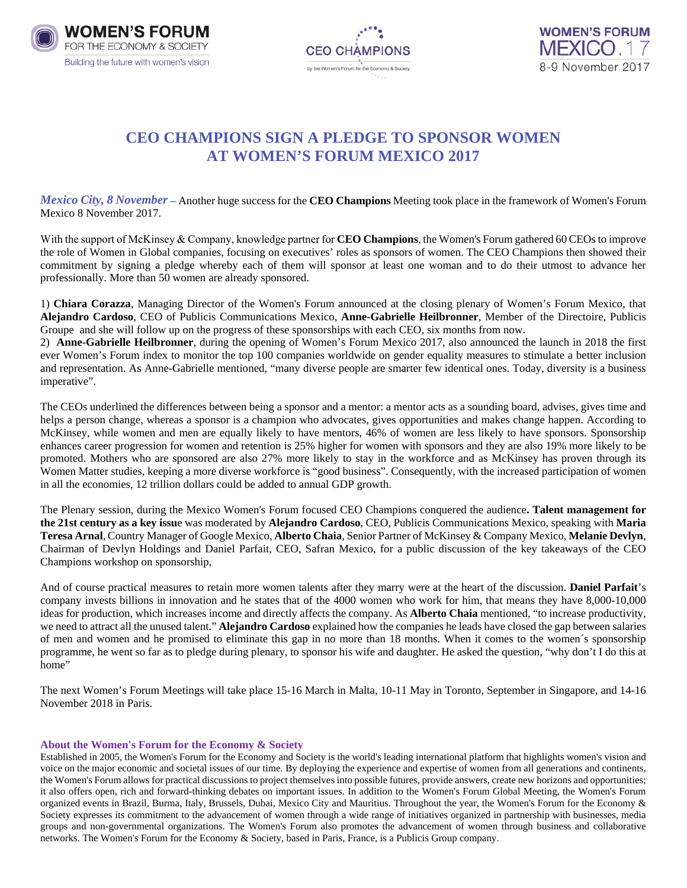WOMEN'S FORUM
FOR THE ECONOMY & SOCIETY
Building the future with women's vision

CEO CHAMPIONS
by the Women's Forum for the Economy & Society

WOMEN'S FORUM
MEXICO.17
8-9 November 2017

# CEO CHAMPIONS SIGN A PLEDGE TO SPONSOR WOMEN AT WOMEN'S FORUM MEXICO 2017

***Mexico City, 8 November*** – Another huge success for the **CEO Champions** Meeting took place in the framework of Women's Forum Mexico 8 November 2017.

With the support of McKinsey & Company, knowledge partner for **CEO Champions**, the Women's Forum gathered 60 CEOs to improve the role of Women in Global companies, focusing on executives' roles as sponsors of women. The CEO Champions then showed their commitment by signing a pledge whereby each of them will sponsor at least one woman and to do their utmost to advance her professionally. More than 50 women are already sponsored.

1) **Chiara Corazza**, Managing Director of the Women's Forum announced at the closing plenary of Women's Forum Mexico, that **Alejandro Cardoso**, CEO of Publicis Communications Mexico, **Anne-Gabrielle Heilbronner**, Member of the Directoire, Publicis Groupe and she will follow up on the progress of these sponsorships with each CEO, six months from now.

2) **Anne-Gabrielle Heilbronner**, during the opening of Women's Forum Mexico 2017, also announced the launch in 2018 the first ever Women's Forum index to monitor the top 100 companies worldwide on gender equality measures to stimulate a better inclusion and representation. As Anne-Gabrielle mentioned, "many diverse people are smarter few identical ones. Today, diversity is a business imperative".

The CEOs underlined the differences between being a sponsor and a mentor: a mentor acts as a sounding board, advises, gives time and helps a person change, whereas a sponsor is a champion who advocates, gives opportunities and makes change happen. According to McKinsey, while women and men are equally likely to have mentors, 46% of women are less likely to have sponsors. Sponsorship enhances career progression for women and retention is 25% higher for women with sponsors and they are also 19% more likely to be promoted. Mothers who are sponsored are also 27% more likely to stay in the workforce and as McKinsey has proven through its Women Matter studies, keeping a more diverse workforce is "good business". Consequently, with the increased participation of women in all the economies, 12 trillion dollars could be added to annual GDP growth.

The Plenary session, during the Mexico Women's Forum focused CEO Champions conquered the audience**. Talent management for the 21st century as a key issu**e was moderated by **Alejandro Cardoso**, CEO, Publicis Communications Mexico, speaking with **Maria Teresa Arnal**, Country Manager of Google Mexico, **Alberto Chaia**, Senior Partner of McKinsey & Company Mexico, **Melanie Devlyn**, Chairman of Devlyn Holdings and Daniel Parfait, CEO, Safran Mexico, for a public discussion of the key takeaways of the CEO Champions workshop on sponsorship,

And of course practical measures to retain more women talents after they marry were at the heart of the discussion. **Daniel Parfait**'s company invests billions in innovation and he states that of the 4000 women who work for him, that means they have 8,000-10,000 ideas for production, which increases income and directly affects the company. As **Alberto Chaia** mentioned, "to increase productivity, we need to attract all the unused talent." **Alejandro Cardoso** explained how the companies he leads have closed the gap between salaries of men and women and he promised to eliminate this gap in no more than 18 months. When it comes to the women´s sponsorship programme, he went so far as to pledge during plenary, to sponsor his wife and daughter. He asked the question, "why don't I do this at home"

The next Women's Forum Meetings will take place 15-16 March in Malta, 10-11 May in Toronto, September in Singapore, and 14-16 November 2018 in Paris.

### About the Women's Forum for the Economy & Society

Established in 2005, the Women's Forum for the Economy and Society is the world's leading international platform that highlights women's vision and voice on the major economic and societal issues of our time. By deploying the experience and expertise of women from all generations and continents, the Women's Forum allows for practical discussions to project themselves into possible futures, provide answers, create new horizons and opportunities; it also offers open, rich and forward-thinking debates on important issues. In addition to the Women's Forum Global Meeting, the Women's Forum organized events in Brazil, Burma, Italy, Brussels, Dubai, Mexico City and Mauritius. Throughout the year, the Women's Forum for the Economy & Society expresses its commitment to the advancement of women through a wide range of initiatives organized in partnership with businesses, media groups and non-governmental organizations. The Women's Forum also promotes the advancement of women through business and collaborative networks. The Women's Forum for the Economy & Society, based in Paris, France, is a Publicis Group company.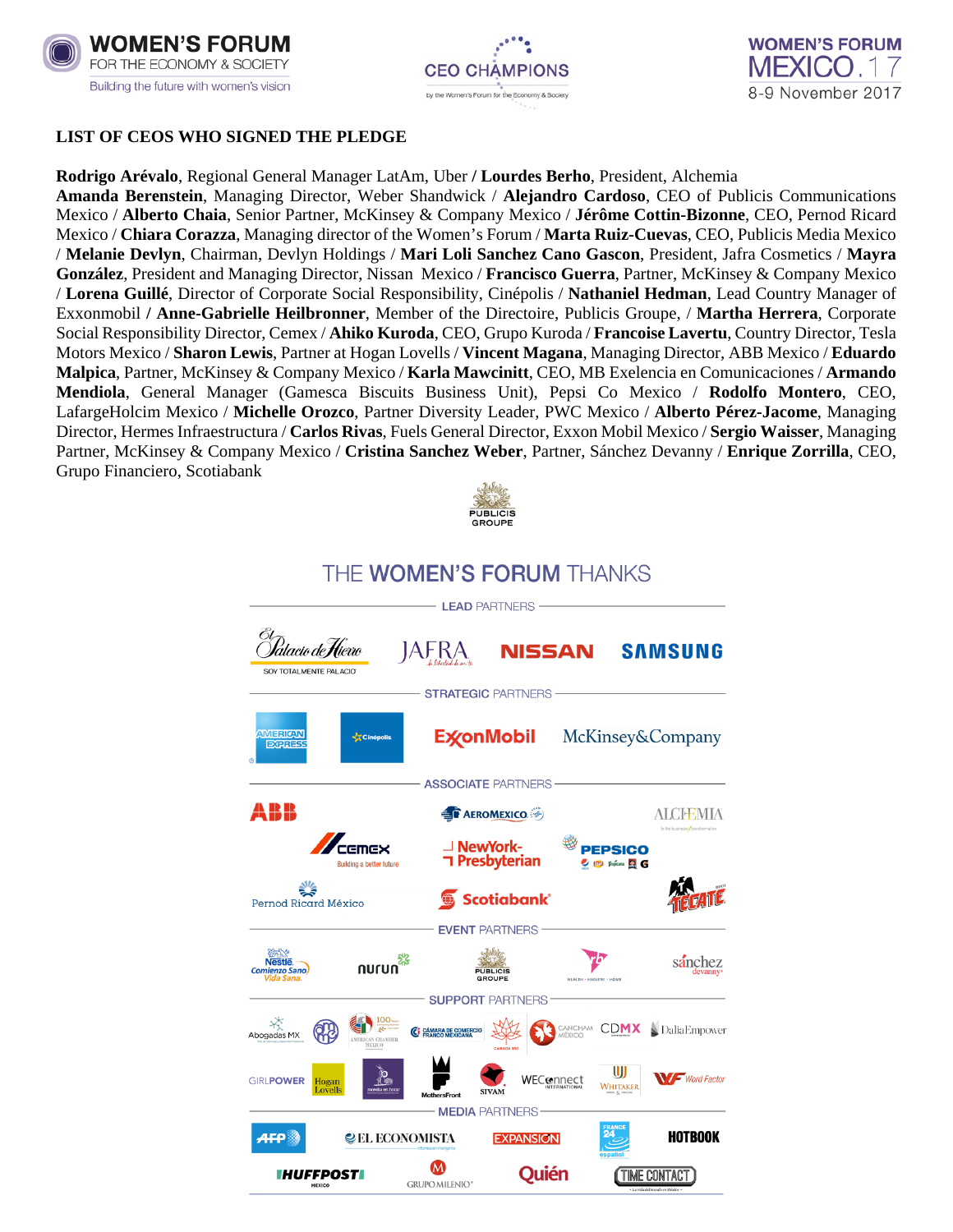**LIST OF CEOS WHO SIGNED THE PLEDGE**

**Rodrigo Arévalo**, Regional General Manager LatAm, Uber **/ Lourdes Berho**, President, Alchemia
**Amanda Berenstein**, Managing Director, Weber Shandwick / **Alejandro Cardoso**, CEO of Publicis Communications Mexico / **Alberto Chaia**, Senior Partner, McKinsey & Company Mexico / **Jérôme Cottin-Bizonne**, CEO, Pernod Ricard Mexico / **Chiara Corazza**, Managing director of the Women's Forum / **Marta Ruiz-Cuevas**, CEO, Publicis Media Mexico / **Melanie Devlyn**, Chairman, Devlyn Holdings / **Mari Loli Sanchez Cano Gascon**, President, Jafra Cosmetics / **Mayra González**, President and Managing Director, Nissan Mexico / **Francisco Guerra**, Partner, McKinsey & Company Mexico / **Lorena Guillé**, Director of Corporate Social Responsibility, Cinépolis / **Nathaniel Hedman**, Lead Country Manager of Exxonmobil **/ Anne-Gabrielle Heilbronner**, Member of the Directoire, Publicis Groupe, / **Martha Herrera**, Corporate Social Responsibility Director, Cemex / **Ahiko Kuroda**, CEO, Grupo Kuroda / **Francoise Lavertu**, Country Director, Tesla Motors Mexico / **Sharon Lewis**, Partner at Hogan Lovells / **Vincent Magana**, Managing Director, ABB Mexico / **Eduardo Malpica**, Partner, McKinsey & Company Mexico / **Karla Mawcinitt**, CEO, MB Exelencia en Comunicaciones / **Armando Mendiola**, General Manager (Gamesca Biscuits Business Unit), Pepsi Co Mexico / **Rodolfo Montero**, CEO, LafargeHolcim Mexico / **Michelle Orozco**, Partner Diversity Leader, PWC Mexico / **Alberto Pérez-Jacome**, Managing Director, Hermes Infraestructura / **Carlos Rivas**, Fuels General Director, Exxon Mobil Mexico / **Sergio Waisser**, Managing Partner, McKinsey & Company Mexico / **Cristina Sanchez Weber**, Partner, Sánchez Devanny / **Enrique Zorrilla**, CEO, Grupo Financiero, Scotiabank

PUBLICIS GROUPE

## THE WOMEN'S FORUM THANKS

LEAD PARTNERS

El Palacio de Hierro — SOY TOTALMENTE PALACIO
JAFRA
NISSAN
SAMSUNG

STRATEGIC PARTNERS

American Express
Cinépolis
ExxonMobil
McKinsey&Company

ASSOCIATE PARTNERS

ABB
AEROMEXICO
ALCHEMIA
CEMEX — Building a better future
NewYork-Presbyterian
PEPSICO
Pernod Ricard México
Scotiabank
TECATE

EVENT PARTNERS

Nestlé Comienzo Sano Vida Sana
nurun
PUBLICIS GROUPE
rb — HEALTH · HYGIENE · HOME
sánchez devanny

SUPPORT PARTNERS

Abogadas MX
American Chamber Mexico
Cámara de Comercio Franco Mexicana
Canada 150
Cancham México
CDMX
DaliaEmpower
GIRLPOWER
Hogan Lovells
MothersFront
SIVAM
WEConnect International
Whitaker
Word Factor

MEDIA PARTNERS

AFP
EL ECONOMISTA
EXPANSIÓN
France 24 español
HOTBOOK
HUFFPOST MÉXICO
GRUPO MILENIO
Quién
TIME CONTACT